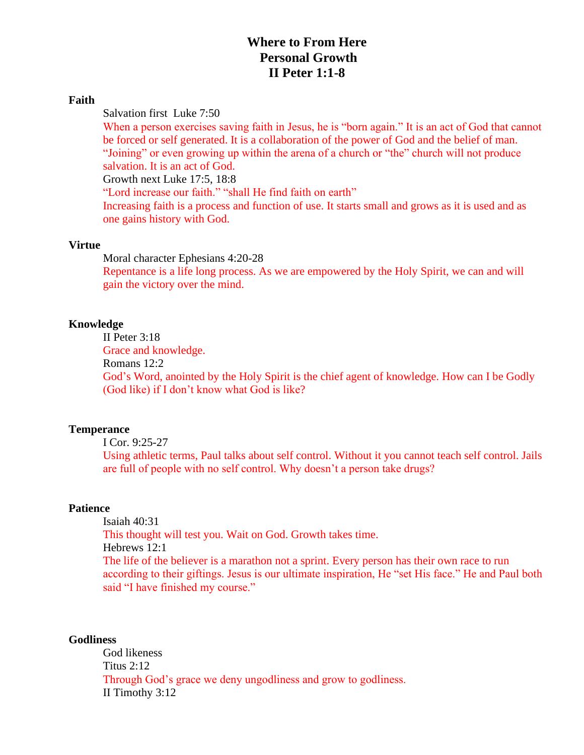# Where to From Here
## Personal Growth
## II Peter 1:1-8

**Faith**

Salvation first  Luke 7:50

When a person exercises saving faith in Jesus, he is "born again." It is an act of God that cannot be forced or self generated. It is a collaboration of the power of God and the belief of man. "Joining" or even growing up within the arena of a church or "the" church will not produce salvation. It is an act of God.

Growth next Luke 17:5, 18:8

"Lord increase our faith." "shall He find faith on earth"

Increasing faith is a process and function of use. It starts small and grows as it is used and as one gains history with God.

**Virtue**

Moral character Ephesians 4:20-28

Repentance is a life long process. As we are empowered by the Holy Spirit, we can and will gain the victory over the mind.

**Knowledge**

II Peter 3:18

Grace and knowledge.

Romans 12:2

God's Word, anointed by the Holy Spirit is the chief agent of knowledge. How can I be Godly (God like) if I don't know what God is like?

**Temperance**

I Cor. 9:25-27

Using athletic terms, Paul talks about self control. Without it you cannot teach self control. Jails are full of people with no self control. Why doesn't a person take drugs?

**Patience**

Isaiah 40:31

This thought will test you. Wait on God. Growth takes time.

Hebrews 12:1

The life of the believer is a marathon not a sprint. Every person has their own race to run according to their giftings. Jesus is our ultimate inspiration, He "set His face." He and Paul both said "I have finished my course."

**Godliness**

God likeness

Titus 2:12

Through God's grace we deny ungodliness and grow to godliness.

II Timothy 3:12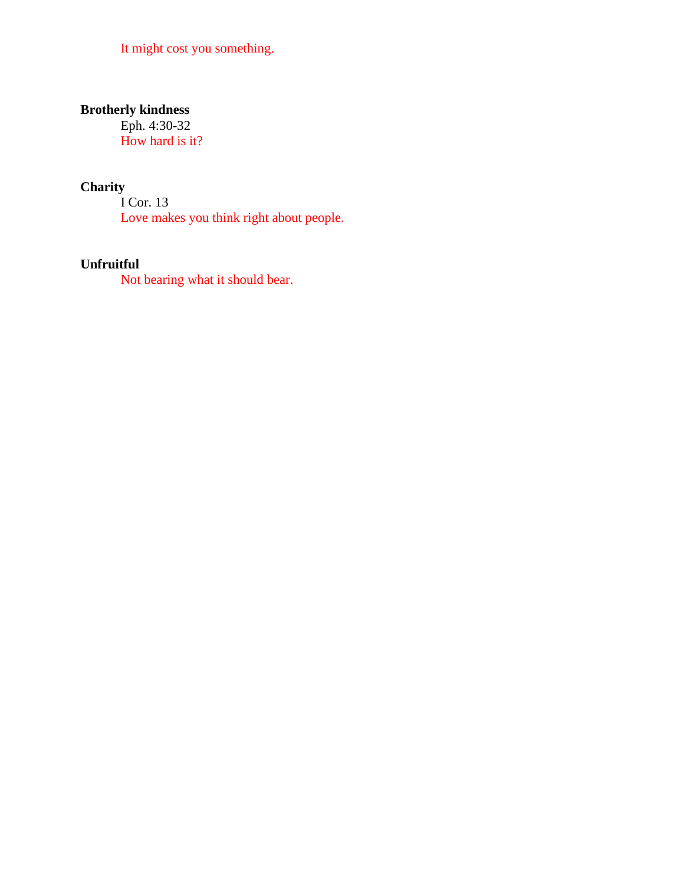It might cost you something.

**Brotherly kindness**

Eph. 4:30-32

How hard is it?

**Charity**

I Cor. 13

Love makes you think right about people.

**Unfruitful**

Not bearing what it should bear.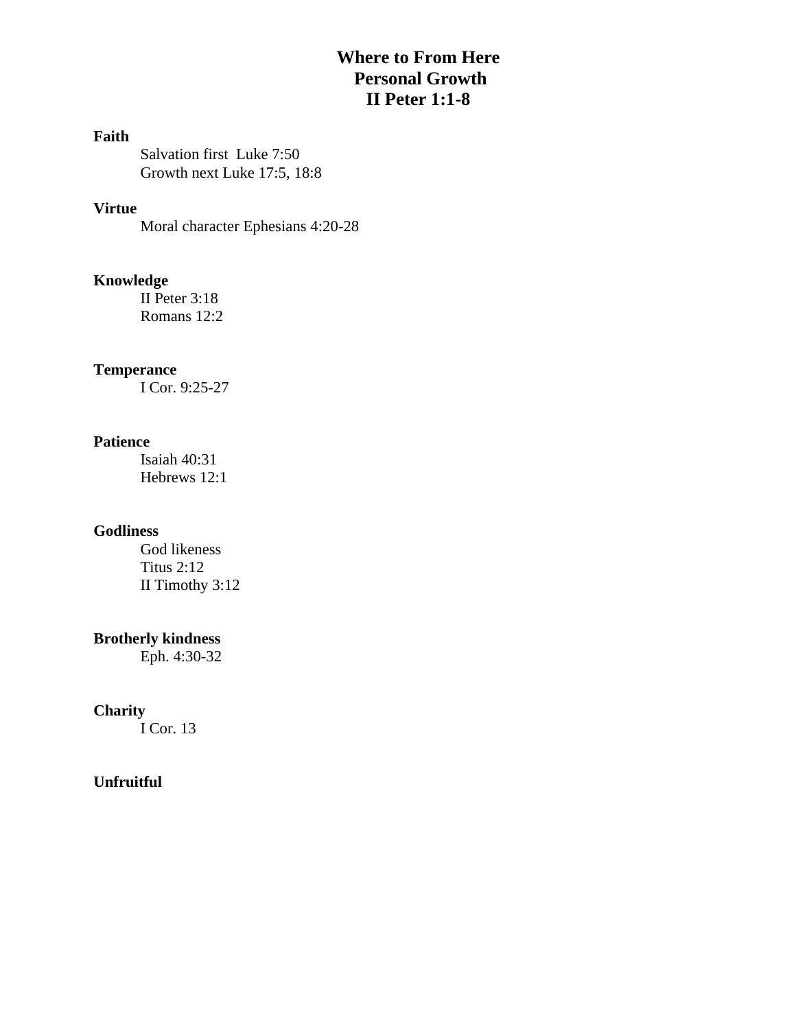# Where to From Here
## Personal Growth
## II Peter 1:1-8

**Faith**

Salvation first  Luke 7:50
Growth next Luke 17:5, 18:8

**Virtue**

Moral character Ephesians 4:20-28

**Knowledge**

II Peter 3:18
Romans 12:2

**Temperance**

I Cor. 9:25-27

**Patience**

Isaiah 40:31
Hebrews 12:1

**Godliness**

God likeness
Titus 2:12
II Timothy 3:12

**Brotherly kindness**

Eph. 4:30-32

**Charity**

I Cor. 13

**Unfruitful**